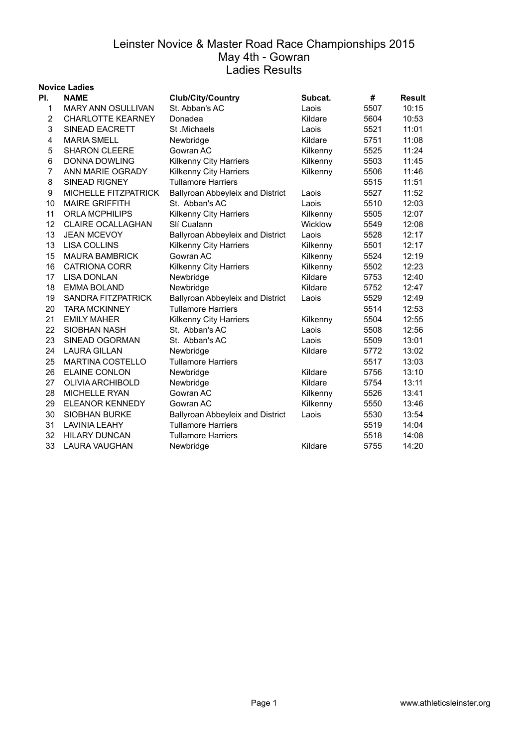# Leinster Novice & Master Road Race Championships 2015

## May 4th - Gowran

## Ladies Results

**Novice Ladies**

| Pl. | NAME | Club/City/Country | Subcat. | # | Result |
|---|---|---|---|---|---|
| 1 | MARY ANN OSULLIVAN | St. Abban's AC | Laois | 5507 | 10:15 |
| 2 | CHARLOTTE KEARNEY | Donadea | Kildare | 5604 | 10:53 |
| 3 | SINEAD EACRETT | St .Michaels | Laois | 5521 | 11:01 |
| 4 | MARIA SMELL | Newbridge | Kildare | 5751 | 11:08 |
| 5 | SHARON CLEERE | Gowran AC | Kilkenny | 5525 | 11:24 |
| 6 | DONNA DOWLING | Kilkenny City Harriers | Kilkenny | 5503 | 11:45 |
| 7 | ANN MARIE OGRADY | Kilkenny City Harriers | Kilkenny | 5506 | 11:46 |
| 8 | SINEAD RIGNEY | Tullamore Harriers | | 5515 | 11:51 |
| 9 | MICHELLE FITZPATRICK | Ballyroan Abbeyleix and District | Laois | 5527 | 11:52 |
| 10 | MAIRE GRIFFITH | St. Abban's AC | Laois | 5510 | 12:03 |
| 11 | ORLA MCPHILIPS | Kilkenny City Harriers | Kilkenny | 5505 | 12:07 |
| 12 | CLAIRE OCALLAGHAN | Slí Cualann | Wicklow | 5549 | 12:08 |
| 13 | JEAN MCEVOY | Ballyroan Abbeyleix and District | Laois | 5528 | 12:17 |
| 13 | LISA COLLINS | Kilkenny City Harriers | Kilkenny | 5501 | 12:17 |
| 15 | MAURA BAMBRICK | Gowran AC | Kilkenny | 5524 | 12:19 |
| 16 | CATRIONA CORR | Kilkenny City Harriers | Kilkenny | 5502 | 12:23 |
| 17 | LISA DONLAN | Newbridge | Kildare | 5753 | 12:40 |
| 18 | EMMA BOLAND | Newbridge | Kildare | 5752 | 12:47 |
| 19 | SANDRA FITZPATRICK | Ballyroan Abbeyleix and District | Laois | 5529 | 12:49 |
| 20 | TARA MCKINNEY | Tullamore Harriers | | 5514 | 12:53 |
| 21 | EMILY MAHER | Kilkenny City Harriers | Kilkenny | 5504 | 12:55 |
| 22 | SIOBHAN NASH | St. Abban's AC | Laois | 5508 | 12:56 |
| 23 | SINEAD OGORMAN | St. Abban's AC | Laois | 5509 | 13:01 |
| 24 | LAURA GILLAN | Newbridge | Kildare | 5772 | 13:02 |
| 25 | MARTINA COSTELLO | Tullamore Harriers | | 5517 | 13:03 |
| 26 | ELAINE CONLON | Newbridge | Kildare | 5756 | 13:10 |
| 27 | OLIVIA ARCHIBOLD | Newbridge | Kildare | 5754 | 13:11 |
| 28 | MICHELLE RYAN | Gowran AC | Kilkenny | 5526 | 13:41 |
| 29 | ELEANOR KENNEDY | Gowran AC | Kilkenny | 5550 | 13:46 |
| 30 | SIOBHAN BURKE | Ballyroan Abbeyleix and District | Laois | 5530 | 13:54 |
| 31 | LAVINIA LEAHY | Tullamore Harriers | | 5519 | 14:04 |
| 32 | HILARY DUNCAN | Tullamore Harriers | | 5518 | 14:08 |
| 33 | LAURA VAUGHAN | Newbridge | Kildare | 5755 | 14:20 |

www.athleticsleinster.org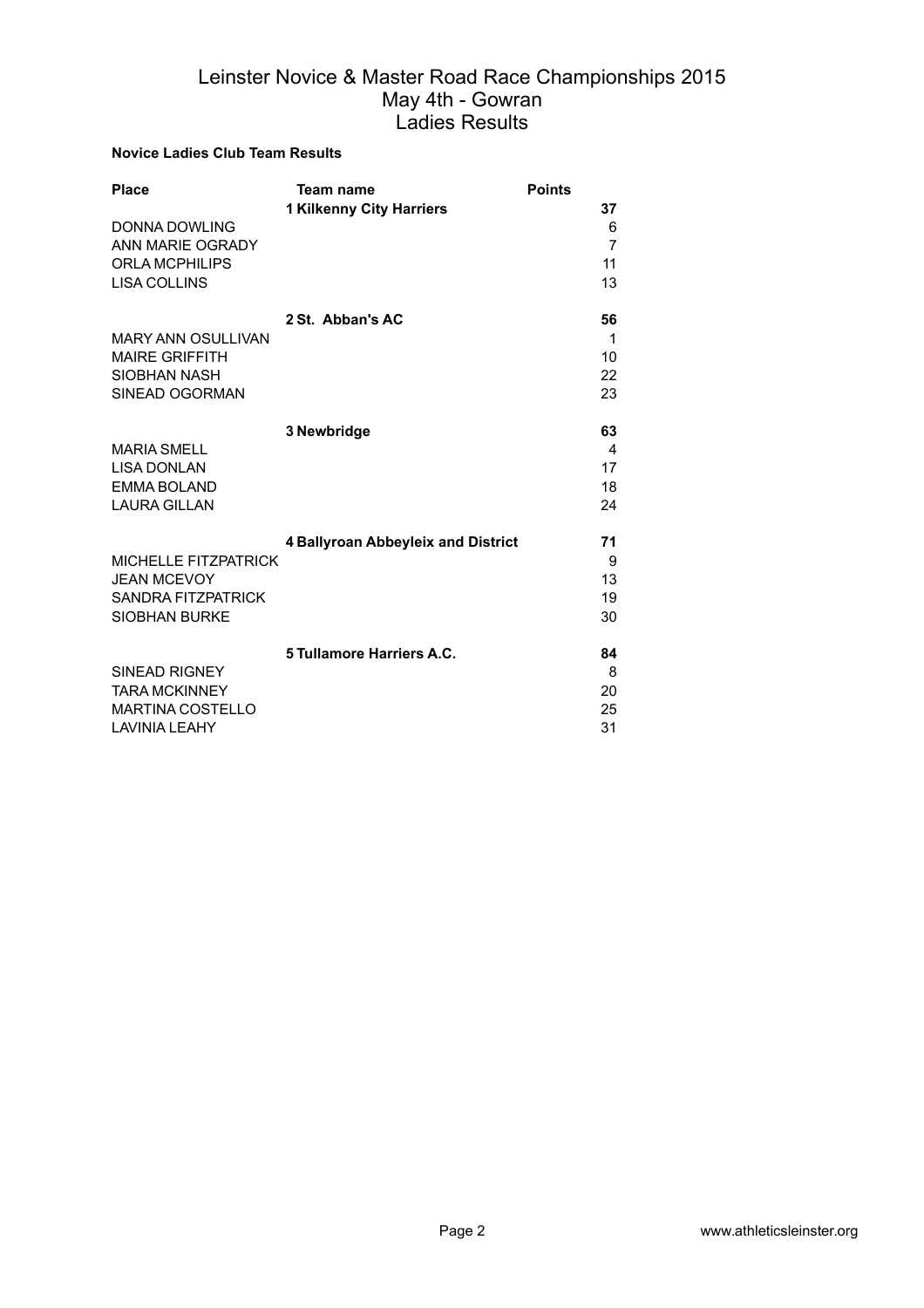# Leinster Novice & Master Road Race Championships 2015
## May 4th - Gowran
## Ladies Results

**Novice Ladies Club Team Results**

| Place | Team name | Points |
|---|---|---|
| | **1 Kilkenny City Harriers** | **37** |
| DONNA DOWLING | | 6 |
| ANN MARIE OGRADY | | 7 |
| ORLA MCPHILIPS | | 11 |
| LISA COLLINS | | 13 |
| | **2 St. Abban's AC** | **56** |
| MARY ANN OSULLIVAN | | 1 |
| MAIRE GRIFFITH | | 10 |
| SIOBHAN NASH | | 22 |
| SINEAD OGORMAN | | 23 |
| | **3 Newbridge** | **63** |
| MARIA SMELL | | 4 |
| LISA DONLAN | | 17 |
| EMMA BOLAND | | 18 |
| LAURA GILLAN | | 24 |
| | **4 Ballyroan Abbeyleix and District** | **71** |
| MICHELLE FITZPATRICK | | 9 |
| JEAN MCEVOY | | 13 |
| SANDRA FITZPATRICK | | 19 |
| SIOBHAN BURKE | | 30 |
| | **5 Tullamore Harriers A.C.** | **84** |
| SINEAD RIGNEY | | 8 |
| TARA MCKINNEY | | 20 |
| MARTINA COSTELLO | | 25 |
| LAVINIA LEAHY | | 31 |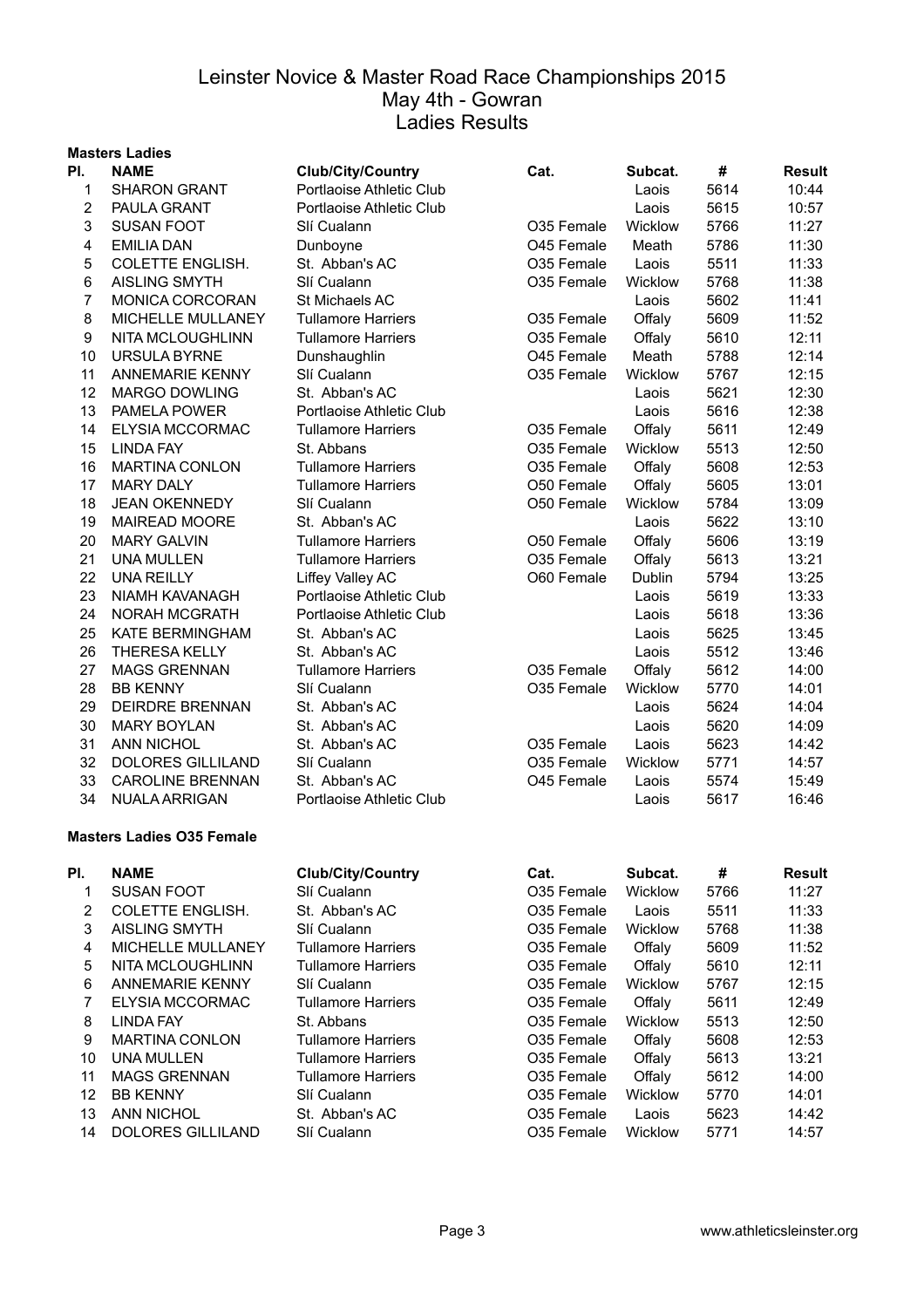# Leinster Novice & Master Road Race Championships 2015
## May 4th - Gowran
## Ladies Results

**Masters Ladies**

| Pl. | NAME | Club/City/Country | Cat. | Subcat. | # | Result |
|---|---|---|---|---|---|---|
| 1 | SHARON GRANT | Portlaoise Athletic Club | | Laois | 5614 | 10:44 |
| 2 | PAULA GRANT | Portlaoise Athletic Club | | Laois | 5615 | 10:57 |
| 3 | SUSAN FOOT | Slí Cualann | O35 Female | Wicklow | 5766 | 11:27 |
| 4 | EMILIA DAN | Dunboyne | O45 Female | Meath | 5786 | 11:30 |
| 5 | COLETTE ENGLISH. | St. Abban's AC | O35 Female | Laois | 5511 | 11:33 |
| 6 | AISLING SMYTH | Slí Cualann | O35 Female | Wicklow | 5768 | 11:38 |
| 7 | MONICA CORCORAN | St Michaels AC | | Laois | 5602 | 11:41 |
| 8 | MICHELLE MULLANEY | Tullamore Harriers | O35 Female | Offaly | 5609 | 11:52 |
| 9 | NITA MCLOUGHLINN | Tullamore Harriers | O35 Female | Offaly | 5610 | 12:11 |
| 10 | URSULA BYRNE | Dunshaughlin | O45 Female | Meath | 5788 | 12:14 |
| 11 | ANNEMARIE KENNY | Slí Cualann | O35 Female | Wicklow | 5767 | 12:15 |
| 12 | MARGO DOWLING | St. Abban's AC | | Laois | 5621 | 12:30 |
| 13 | PAMELA POWER | Portlaoise Athletic Club | | Laois | 5616 | 12:38 |
| 14 | ELYSIA MCCORMAC | Tullamore Harriers | O35 Female | Offaly | 5611 | 12:49 |
| 15 | LINDA FAY | St. Abbans | O35 Female | Wicklow | 5513 | 12:50 |
| 16 | MARTINA CONLON | Tullamore Harriers | O35 Female | Offaly | 5608 | 12:53 |
| 17 | MARY DALY | Tullamore Harriers | O50 Female | Offaly | 5605 | 13:01 |
| 18 | JEAN OKENNEDY | Slí Cualann | O50 Female | Wicklow | 5784 | 13:09 |
| 19 | MAIREAD MOORE | St. Abban's AC | | Laois | 5622 | 13:10 |
| 20 | MARY GALVIN | Tullamore Harriers | O50 Female | Offaly | 5606 | 13:19 |
| 21 | UNA MULLEN | Tullamore Harriers | O35 Female | Offaly | 5613 | 13:21 |
| 22 | UNA REILLY | Liffey Valley AC | O60 Female | Dublin | 5794 | 13:25 |
| 23 | NIAMH KAVANAGH | Portlaoise Athletic Club | | Laois | 5619 | 13:33 |
| 24 | NORAH MCGRATH | Portlaoise Athletic Club | | Laois | 5618 | 13:36 |
| 25 | KATE BERMINGHAM | St. Abban's AC | | Laois | 5625 | 13:45 |
| 26 | THERESA KELLY | St. Abban's AC | | Laois | 5512 | 13:46 |
| 27 | MAGS GRENNAN | Tullamore Harriers | O35 Female | Offaly | 5612 | 14:00 |
| 28 | BB KENNY | Slí Cualann | O35 Female | Wicklow | 5770 | 14:01 |
| 29 | DEIRDRE BRENNAN | St. Abban's AC | | Laois | 5624 | 14:04 |
| 30 | MARY BOYLAN | St. Abban's AC | | Laois | 5620 | 14:09 |
| 31 | ANN NICHOL | St. Abban's AC | O35 Female | Laois | 5623 | 14:42 |
| 32 | DOLORES GILLILAND | Slí Cualann | O35 Female | Wicklow | 5771 | 14:57 |
| 33 | CAROLINE BRENNAN | St. Abban's AC | O45 Female | Laois | 5574 | 15:49 |
| 34 | NUALA ARRIGAN | Portlaoise Athletic Club | | Laois | 5617 | 16:46 |

**Masters Ladies O35 Female**

| Pl. | NAME | Club/City/Country | Cat. | Subcat. | # | Result |
|---|---|---|---|---|---|---|
| 1 | SUSAN FOOT | Slí Cualann | O35 Female | Wicklow | 5766 | 11:27 |
| 2 | COLETTE ENGLISH. | St. Abban's AC | O35 Female | Laois | 5511 | 11:33 |
| 3 | AISLING SMYTH | Slí Cualann | O35 Female | Wicklow | 5768 | 11:38 |
| 4 | MICHELLE MULLANEY | Tullamore Harriers | O35 Female | Offaly | 5609 | 11:52 |
| 5 | NITA MCLOUGHLINN | Tullamore Harriers | O35 Female | Offaly | 5610 | 12:11 |
| 6 | ANNEMARIE KENNY | Slí Cualann | O35 Female | Wicklow | 5767 | 12:15 |
| 7 | ELYSIA MCCORMAC | Tullamore Harriers | O35 Female | Offaly | 5611 | 12:49 |
| 8 | LINDA FAY | St. Abbans | O35 Female | Wicklow | 5513 | 12:50 |
| 9 | MARTINA CONLON | Tullamore Harriers | O35 Female | Offaly | 5608 | 12:53 |
| 10 | UNA MULLEN | Tullamore Harriers | O35 Female | Offaly | 5613 | 13:21 |
| 11 | MAGS GRENNAN | Tullamore Harriers | O35 Female | Offaly | 5612 | 14:00 |
| 12 | BB KENNY | Slí Cualann | O35 Female | Wicklow | 5770 | 14:01 |
| 13 | ANN NICHOL | St. Abban's AC | O35 Female | Laois | 5623 | 14:42 |
| 14 | DOLORES GILLILAND | Slí Cualann | O35 Female | Wicklow | 5771 | 14:57 |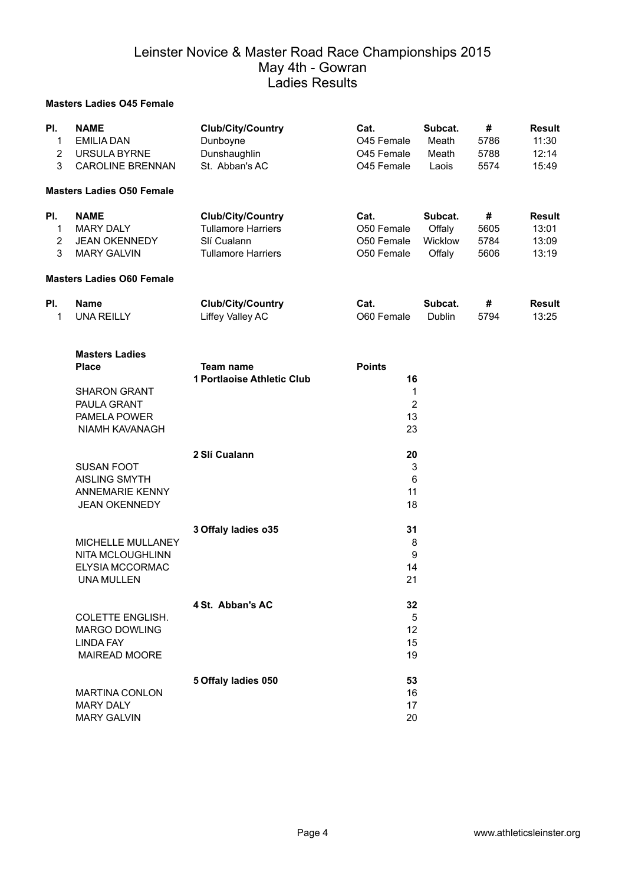# Leinster Novice & Master Road Race Championships 2015
## May 4th - Gowran
## Ladies Results

### Masters Ladies O45 Female

| Pl. | NAME | Club/City/Country | Cat. | Subcat. | # | Result |
|---|---|---|---|---|---|---|
| 1 | EMILIA DAN | Dunboyne | O45 Female | Meath | 5786 | 11:30 |
| 2 | URSULA BYRNE | Dunshaughlin | O45 Female | Meath | 5788 | 12:14 |
| 3 | CAROLINE BRENNAN | St. Abban's AC | O45 Female | Laois | 5574 | 15:49 |

### Masters Ladies O50 Female

| Pl. | NAME | Club/City/Country | Cat. | Subcat. | # | Result |
|---|---|---|---|---|---|---|
| 1 | MARY DALY | Tullamore Harriers | O50 Female | Offaly | 5605 | 13:01 |
| 2 | JEAN OKENNEDY | Slí Cualann | O50 Female | Wicklow | 5784 | 13:09 |
| 3 | MARY GALVIN | Tullamore Harriers | O50 Female | Offaly | 5606 | 13:19 |

### Masters Ladies O60 Female

| Pl. | Name | Club/City/Country | Cat. | Subcat. | # | Result |
|---|---|---|---|---|---|---|
| 1 | UNA REILLY | Liffey Valley AC | O60 Female | Dublin | 5794 | 13:25 |

### Masters Ladies

| Place | Team name | Points |
|---|---|---|
| | 1 Portlaoise Athletic Club | 16 |
| SHARON GRANT | | 1 |
| PAULA GRANT | | 2 |
| PAMELA POWER | | 13 |
| NIAMH KAVANAGH | | 23 |
| | 2 Slí Cualann | 20 |
| SUSAN FOOT | | 3 |
| AISLING SMYTH | | 6 |
| ANNEMARIE KENNY | | 11 |
| JEAN OKENNEDY | | 18 |
| | 3 Offaly ladies o35 | 31 |
| MICHELLE MULLANEY | | 8 |
| NITA MCLOUGHLINN | | 9 |
| ELYSIA MCCORMAC | | 14 |
| UNA MULLEN | | 21 |
| | 4 St. Abban's AC | 32 |
| COLETTE ENGLISH. | | 5 |
| MARGO DOWLING | | 12 |
| LINDA FAY | | 15 |
| MAIREAD MOORE | | 19 |
| | 5 Offaly ladies 050 | 53 |
| MARTINA CONLON | | 16 |
| MARY DALY | | 17 |
| MARY GALVIN | | 20 |